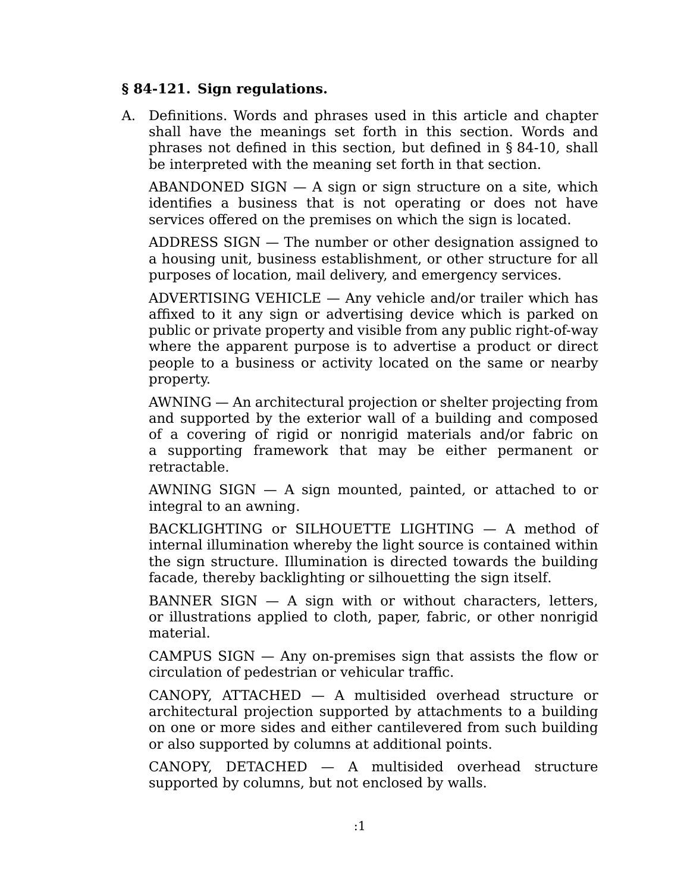### § 84-121. Sign regulations.

A. Definitions. Words and phrases used in this article and chapter shall have the meanings set forth in this section. Words and phrases not defined in this section, but defined in § 84-10, shall be interpreted with the meaning set forth in that section.

   ABANDONED SIGN — A sign or sign structure on a site, which identifies a business that is not operating or does not have services offered on the premises on which the sign is located.

   ADDRESS SIGN — The number or other designation assigned to a housing unit, business establishment, or other structure for all purposes of location, mail delivery, and emergency services.

   ADVERTISING VEHICLE — Any vehicle and/or trailer which has affixed to it any sign or advertising device which is parked on public or private property and visible from any public right-of-way where the apparent purpose is to advertise a product or direct people to a business or activity located on the same or nearby property.

   AWNING — An architectural projection or shelter projecting from and supported by the exterior wall of a building and composed of a covering of rigid or nonrigid materials and/or fabric on a supporting framework that may be either permanent or retractable.

   AWNING SIGN — A sign mounted, painted, or attached to or integral to an awning.

   BACKLIGHTING or SILHOUETTE LIGHTING — A method of internal illumination whereby the light source is contained within the sign structure. Illumination is directed towards the building facade, thereby backlighting or silhouetting the sign itself.

   BANNER SIGN — A sign with or without characters, letters, or illustrations applied to cloth, paper, fabric, or other nonrigid material.

   CAMPUS SIGN — Any on-premises sign that assists the flow or circulation of pedestrian or vehicular traffic.

   CANOPY, ATTACHED — A multisided overhead structure or architectural projection supported by attachments to a building on one or more sides and either cantilevered from such building or also supported by columns at additional points.

   CANOPY, DETACHED — A multisided overhead structure supported by columns, but not enclosed by walls.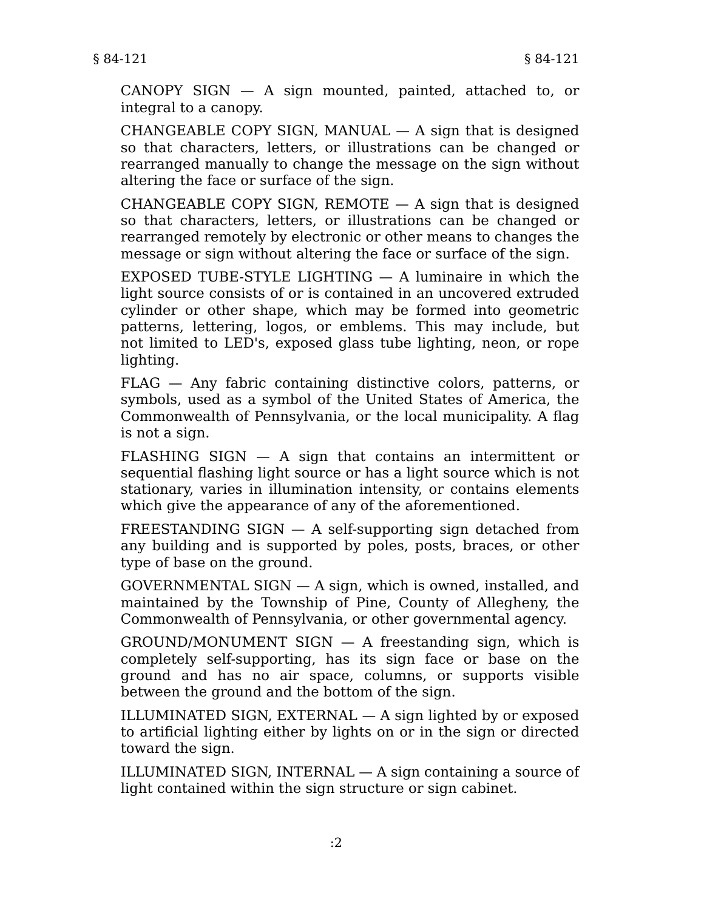CANOPY SIGN — A sign mounted, painted, attached to, or integral to a canopy.

CHANGEABLE COPY SIGN, MANUAL — A sign that is designed so that characters, letters, or illustrations can be changed or rearranged manually to change the message on the sign without altering the face or surface of the sign.

CHANGEABLE COPY SIGN, REMOTE — A sign that is designed so that characters, letters, or illustrations can be changed or rearranged remotely by electronic or other means to changes the message or sign without altering the face or surface of the sign.

EXPOSED TUBE-STYLE LIGHTING — A luminaire in which the light source consists of or is contained in an uncovered extruded cylinder or other shape, which may be formed into geometric patterns, lettering, logos, or emblems. This may include, but not limited to LED's, exposed glass tube lighting, neon, or rope lighting.

FLAG — Any fabric containing distinctive colors, patterns, or symbols, used as a symbol of the United States of America, the Commonwealth of Pennsylvania, or the local municipality. A flag is not a sign.

FLASHING SIGN — A sign that contains an intermittent or sequential flashing light source or has a light source which is not stationary, varies in illumination intensity, or contains elements which give the appearance of any of the aforementioned.

FREESTANDING SIGN — A self-supporting sign detached from any building and is supported by poles, posts, braces, or other type of base on the ground.

GOVERNMENTAL SIGN — A sign, which is owned, installed, and maintained by the Township of Pine, County of Allegheny, the Commonwealth of Pennsylvania, or other governmental agency.

GROUND/MONUMENT SIGN — A freestanding sign, which is completely self-supporting, has its sign face or base on the ground and has no air space, columns, or supports visible between the ground and the bottom of the sign.

ILLUMINATED SIGN, EXTERNAL — A sign lighted by or exposed to artificial lighting either by lights on or in the sign or directed toward the sign.

ILLUMINATED SIGN, INTERNAL — A sign containing a source of light contained within the sign structure or sign cabinet.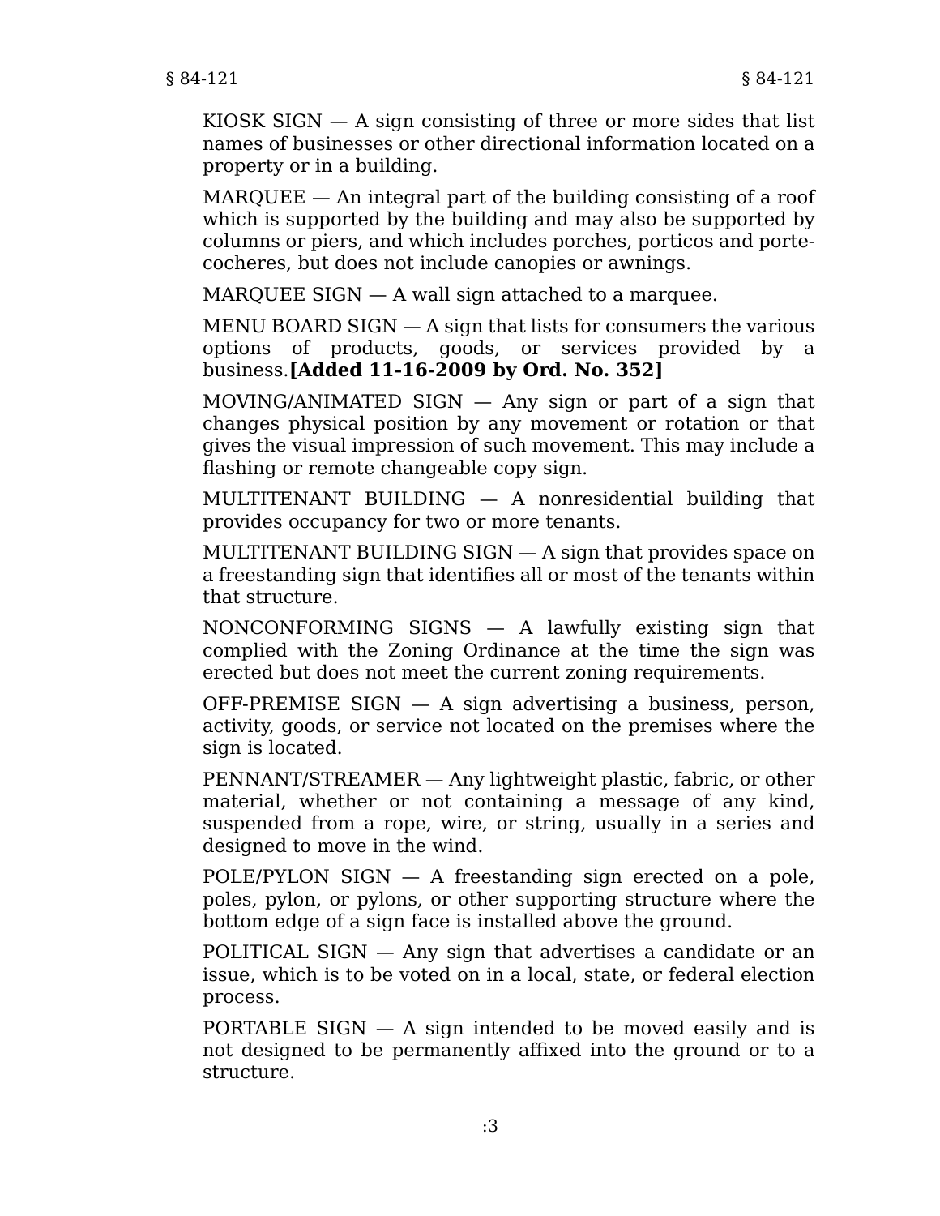KIOSK SIGN — A sign consisting of three or more sides that list names of businesses or other directional information located on a property or in a building.

MARQUEE — An integral part of the building consisting of a roof which is supported by the building and may also be supported by columns or piers, and which includes porches, porticos and porte-cocheres, but does not include canopies or awnings.

MARQUEE SIGN — A wall sign attached to a marquee.

MENU BOARD SIGN — A sign that lists for consumers the various options of products, goods, or services provided by a business.**[Added 11-16-2009 by Ord. No. 352]**

MOVING/ANIMATED SIGN — Any sign or part of a sign that changes physical position by any movement or rotation or that gives the visual impression of such movement. This may include a flashing or remote changeable copy sign.

MULTITENANT BUILDING — A nonresidential building that provides occupancy for two or more tenants.

MULTITENANT BUILDING SIGN — A sign that provides space on a freestanding sign that identifies all or most of the tenants within that structure.

NONCONFORMING SIGNS — A lawfully existing sign that complied with the Zoning Ordinance at the time the sign was erected but does not meet the current zoning requirements.

OFF-PREMISE SIGN — A sign advertising a business, person, activity, goods, or service not located on the premises where the sign is located.

PENNANT/STREAMER — Any lightweight plastic, fabric, or other material, whether or not containing a message of any kind, suspended from a rope, wire, or string, usually in a series and designed to move in the wind.

POLE/PYLON SIGN — A freestanding sign erected on a pole, poles, pylon, or pylons, or other supporting structure where the bottom edge of a sign face is installed above the ground.

POLITICAL SIGN — Any sign that advertises a candidate or an issue, which is to be voted on in a local, state, or federal election process.

PORTABLE SIGN — A sign intended to be moved easily and is not designed to be permanently affixed into the ground or to a structure.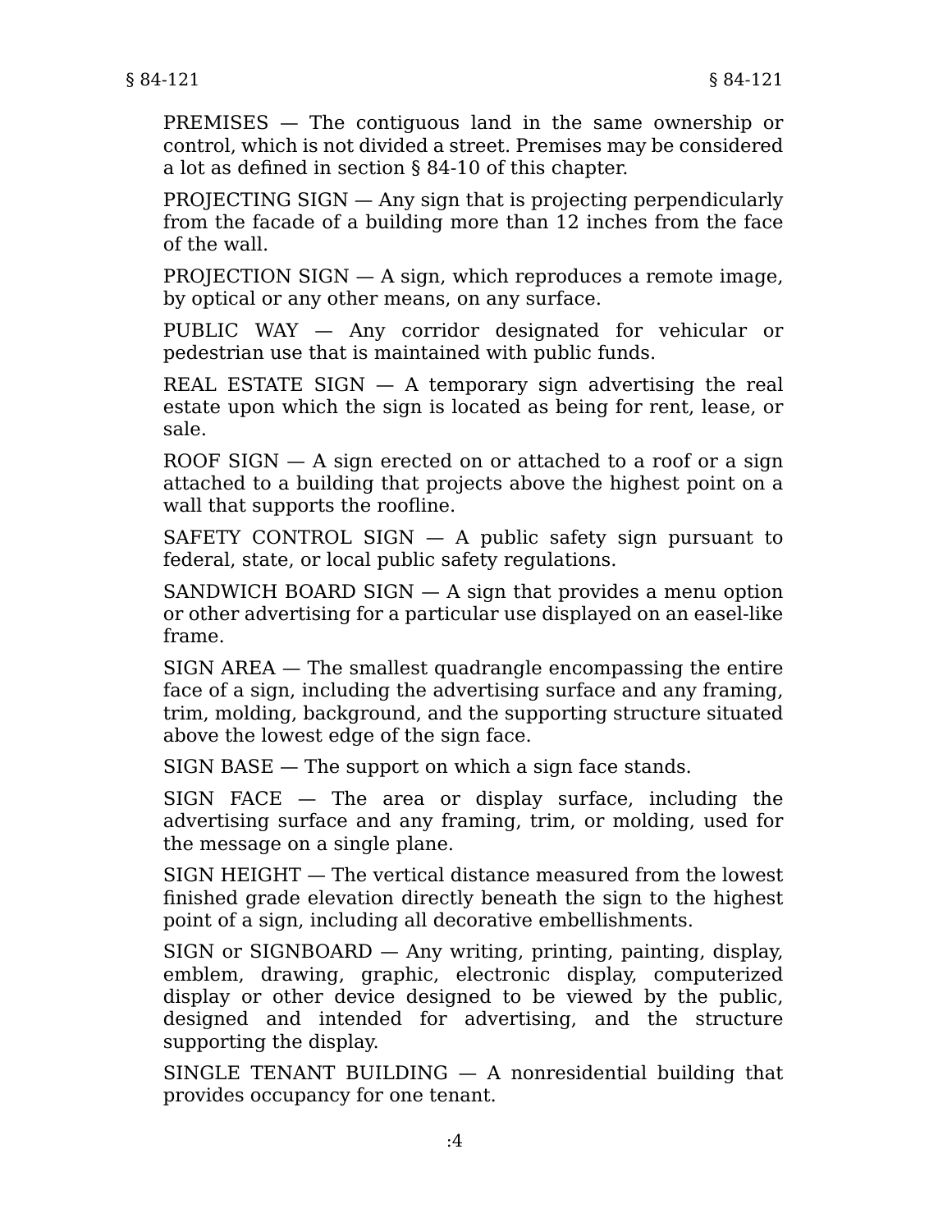PREMISES — The contiguous land in the same ownership or control, which is not divided a street. Premises may be considered a lot as defined in section § 84-10 of this chapter.

PROJECTING SIGN — Any sign that is projecting perpendicularly from the facade of a building more than 12 inches from the face of the wall.

PROJECTION SIGN — A sign, which reproduces a remote image, by optical or any other means, on any surface.

PUBLIC WAY — Any corridor designated for vehicular or pedestrian use that is maintained with public funds.

REAL ESTATE SIGN — A temporary sign advertising the real estate upon which the sign is located as being for rent, lease, or sale.

ROOF SIGN — A sign erected on or attached to a roof or a sign attached to a building that projects above the highest point on a wall that supports the roofline.

SAFETY CONTROL SIGN — A public safety sign pursuant to federal, state, or local public safety regulations.

SANDWICH BOARD SIGN — A sign that provides a menu option or other advertising for a particular use displayed on an easel-like frame.

SIGN AREA — The smallest quadrangle encompassing the entire face of a sign, including the advertising surface and any framing, trim, molding, background, and the supporting structure situated above the lowest edge of the sign face.

SIGN BASE — The support on which a sign face stands.

SIGN FACE — The area or display surface, including the advertising surface and any framing, trim, or molding, used for the message on a single plane.

SIGN HEIGHT — The vertical distance measured from the lowest finished grade elevation directly beneath the sign to the highest point of a sign, including all decorative embellishments.

SIGN or SIGNBOARD — Any writing, printing, painting, display, emblem, drawing, graphic, electronic display, computerized display or other device designed to be viewed by the public, designed and intended for advertising, and the structure supporting the display.

SINGLE TENANT BUILDING — A nonresidential building that provides occupancy for one tenant.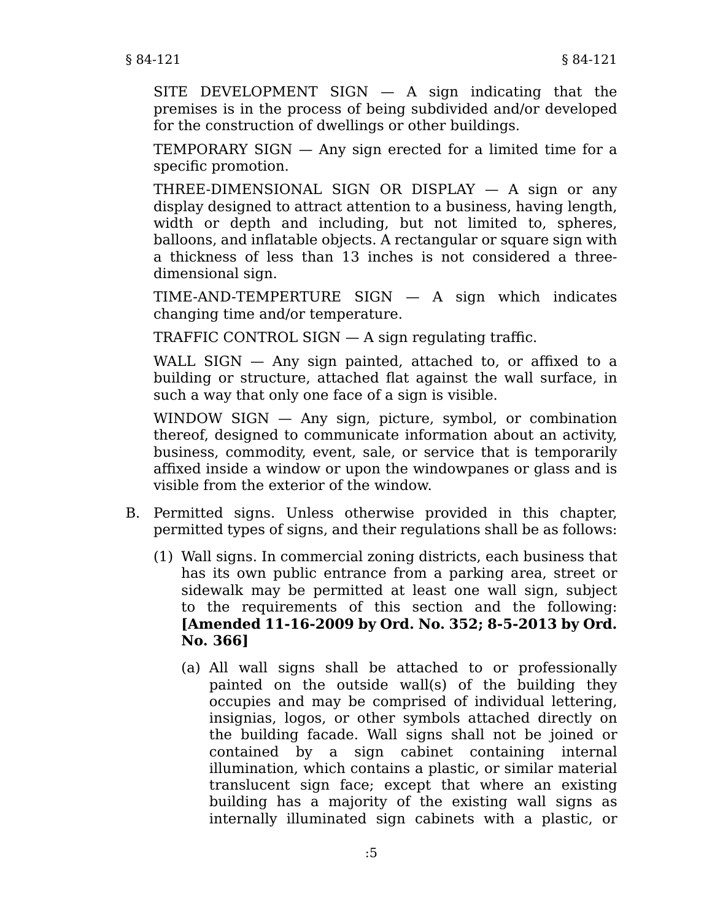SITE DEVELOPMENT SIGN — A sign indicating that the premises is in the process of being subdivided and/or developed for the construction of dwellings or other buildings.

TEMPORARY SIGN — Any sign erected for a limited time for a specific promotion.

THREE-DIMENSIONAL SIGN OR DISPLAY — A sign or any display designed to attract attention to a business, having length, width or depth and including, but not limited to, spheres, balloons, and inflatable objects. A rectangular or square sign with a thickness of less than 13 inches is not considered a three-dimensional sign.

TIME-AND-TEMPERTURE SIGN — A sign which indicates changing time and/or temperature.

TRAFFIC CONTROL SIGN — A sign regulating traffic.

WALL SIGN — Any sign painted, attached to, or affixed to a building or structure, attached flat against the wall surface, in such a way that only one face of a sign is visible.

WINDOW SIGN — Any sign, picture, symbol, or combination thereof, designed to communicate information about an activity, business, commodity, event, sale, or service that is temporarily affixed inside a window or upon the windowpanes or glass and is visible from the exterior of the window.

B. Permitted signs. Unless otherwise provided in this chapter, permitted types of signs, and their regulations shall be as follows:

(1) Wall signs. In commercial zoning districts, each business that has its own public entrance from a parking area, street or sidewalk may be permitted at least one wall sign, subject to the requirements of this section and the following: **[Amended 11-16-2009 by Ord. No. 352; 8-5-2013 by Ord. No. 366]**

(a) All wall signs shall be attached to or professionally painted on the outside wall(s) of the building they occupies and may be comprised of individual lettering, insignias, logos, or other symbols attached directly on the building facade. Wall signs shall not be joined or contained by a sign cabinet containing internal illumination, which contains a plastic, or similar material translucent sign face; except that where an existing building has a majority of the existing wall signs as internally illuminated sign cabinets with a plastic, or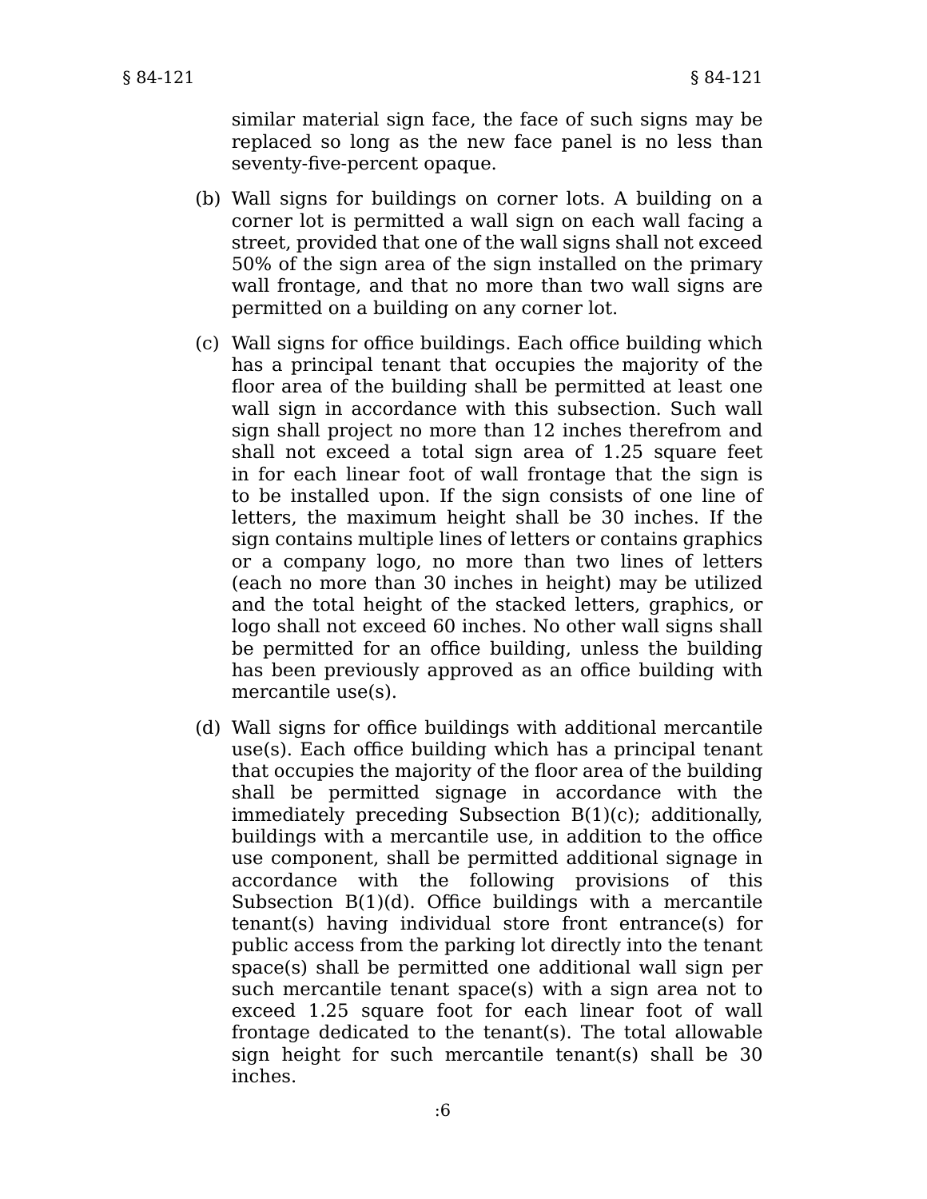similar material sign face, the face of such signs may be replaced so long as the new face panel is no less than seventy-five-percent opaque.

(b) Wall signs for buildings on corner lots. A building on a corner lot is permitted a wall sign on each wall facing a street, provided that one of the wall signs shall not exceed 50% of the sign area of the sign installed on the primary wall frontage, and that no more than two wall signs are permitted on a building on any corner lot.

(c) Wall signs for office buildings. Each office building which has a principal tenant that occupies the majority of the floor area of the building shall be permitted at least one wall sign in accordance with this subsection. Such wall sign shall project no more than 12 inches therefrom and shall not exceed a total sign area of 1.25 square feet in for each linear foot of wall frontage that the sign is to be installed upon. If the sign consists of one line of letters, the maximum height shall be 30 inches. If the sign contains multiple lines of letters or contains graphics or a company logo, no more than two lines of letters (each no more than 30 inches in height) may be utilized and the total height of the stacked letters, graphics, or logo shall not exceed 60 inches. No other wall signs shall be permitted for an office building, unless the building has been previously approved as an office building with mercantile use(s).

(d) Wall signs for office buildings with additional mercantile use(s). Each office building which has a principal tenant that occupies the majority of the floor area of the building shall be permitted signage in accordance with the immediately preceding Subsection B(1)(c); additionally, buildings with a mercantile use, in addition to the office use component, shall be permitted additional signage in accordance with the following provisions of this Subsection B(1)(d). Office buildings with a mercantile tenant(s) having individual store front entrance(s) for public access from the parking lot directly into the tenant space(s) shall be permitted one additional wall sign per such mercantile tenant space(s) with a sign area not to exceed 1.25 square foot for each linear foot of wall frontage dedicated to the tenant(s). The total allowable sign height for such mercantile tenant(s) shall be 30 inches.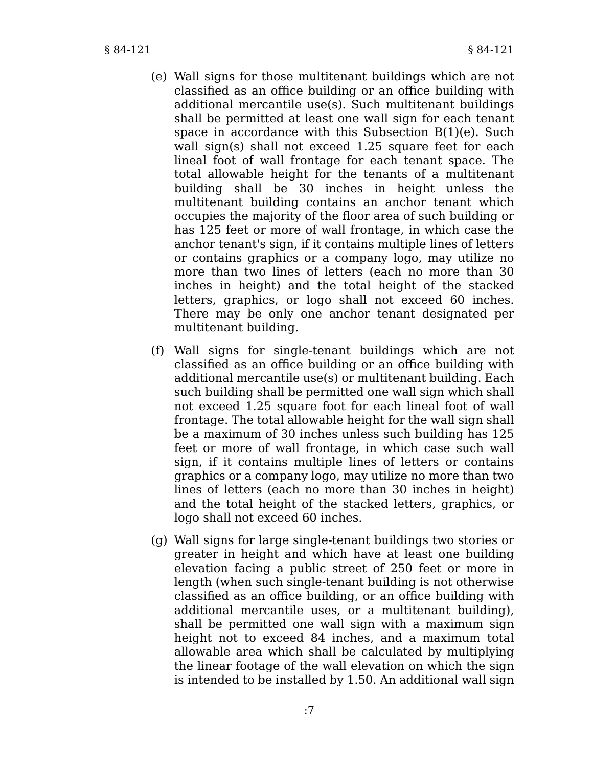(e) Wall signs for those multitenant buildings which are not classified as an office building or an office building with additional mercantile use(s). Such multitenant buildings shall be permitted at least one wall sign for each tenant space in accordance with this Subsection B(1)(e). Such wall sign(s) shall not exceed 1.25 square feet for each lineal foot of wall frontage for each tenant space. The total allowable height for the tenants of a multitenant building shall be 30 inches in height unless the multitenant building contains an anchor tenant which occupies the majority of the floor area of such building or has 125 feet or more of wall frontage, in which case the anchor tenant's sign, if it contains multiple lines of letters or contains graphics or a company logo, may utilize no more than two lines of letters (each no more than 30 inches in height) and the total height of the stacked letters, graphics, or logo shall not exceed 60 inches. There may be only one anchor tenant designated per multitenant building.

(f) Wall signs for single-tenant buildings which are not classified as an office building or an office building with additional mercantile use(s) or multitenant building. Each such building shall be permitted one wall sign which shall not exceed 1.25 square foot for each lineal foot of wall frontage. The total allowable height for the wall sign shall be a maximum of 30 inches unless such building has 125 feet or more of wall frontage, in which case such wall sign, if it contains multiple lines of letters or contains graphics or a company logo, may utilize no more than two lines of letters (each no more than 30 inches in height) and the total height of the stacked letters, graphics, or logo shall not exceed 60 inches.

(g) Wall signs for large single-tenant buildings two stories or greater in height and which have at least one building elevation facing a public street of 250 feet or more in length (when such single-tenant building is not otherwise classified as an office building, or an office building with additional mercantile uses, or a multitenant building), shall be permitted one wall sign with a maximum sign height not to exceed 84 inches, and a maximum total allowable area which shall be calculated by multiplying the linear footage of the wall elevation on which the sign is intended to be installed by 1.50. An additional wall sign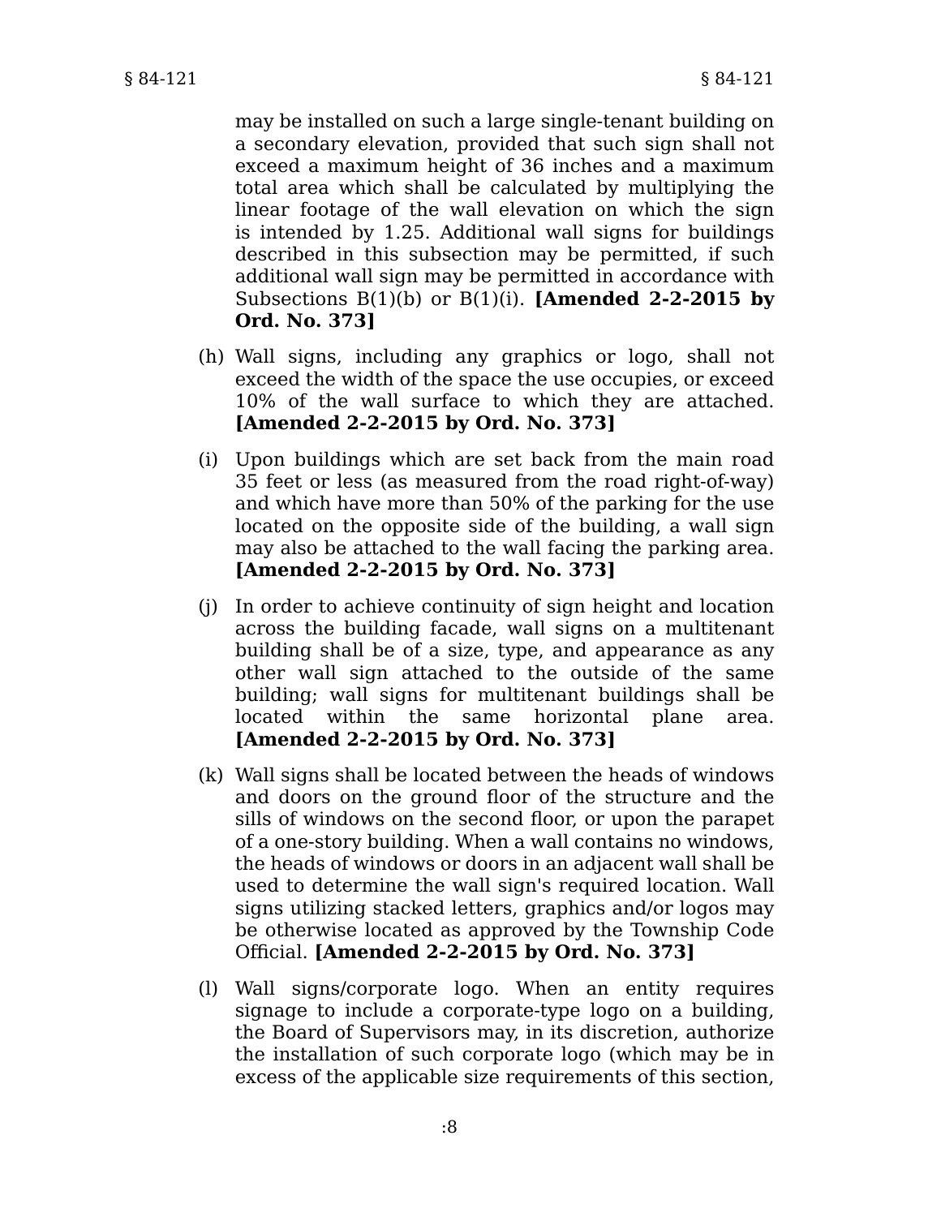may be installed on such a large single-tenant building on a secondary elevation, provided that such sign shall not exceed a maximum height of 36 inches and a maximum total area which shall be calculated by multiplying the linear footage of the wall elevation on which the sign is intended by 1.25. Additional wall signs for buildings described in this subsection may be permitted, if such additional wall sign may be permitted in accordance with Subsections B(1)(b) or B(1)(i). **[Amended 2-2-2015 by Ord. No. 373]**

(h) Wall signs, including any graphics or logo, shall not exceed the width of the space the use occupies, or exceed 10% of the wall surface to which they are attached. **[Amended 2-2-2015 by Ord. No. 373]**

(i) Upon buildings which are set back from the main road 35 feet or less (as measured from the road right-of-way) and which have more than 50% of the parking for the use located on the opposite side of the building, a wall sign may also be attached to the wall facing the parking area. **[Amended 2-2-2015 by Ord. No. 373]**

(j) In order to achieve continuity of sign height and location across the building facade, wall signs on a multitenant building shall be of a size, type, and appearance as any other wall sign attached to the outside of the same building; wall signs for multitenant buildings shall be located within the same horizontal plane area. **[Amended 2-2-2015 by Ord. No. 373]**

(k) Wall signs shall be located between the heads of windows and doors on the ground floor of the structure and the sills of windows on the second floor, or upon the parapet of a one-story building. When a wall contains no windows, the heads of windows or doors in an adjacent wall shall be used to determine the wall sign's required location. Wall signs utilizing stacked letters, graphics and/or logos may be otherwise located as approved by the Township Code Official. **[Amended 2-2-2015 by Ord. No. 373]**

(l) Wall signs/corporate logo. When an entity requires signage to include a corporate-type logo on a building, the Board of Supervisors may, in its discretion, authorize the installation of such corporate logo (which may be in excess of the applicable size requirements of this section,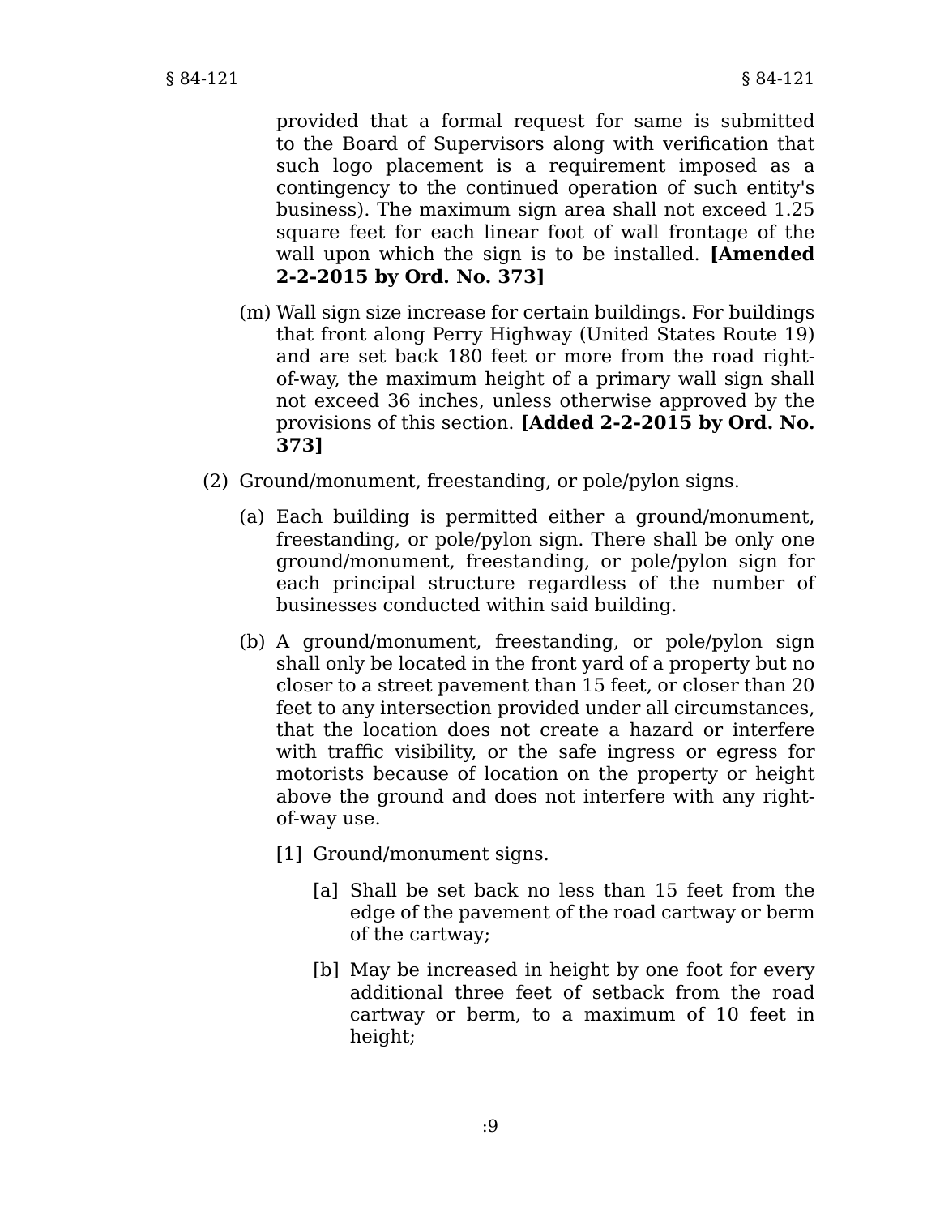provided that a formal request for same is submitted to the Board of Supervisors along with verification that such logo placement is a requirement imposed as a contingency to the continued operation of such entity's business). The maximum sign area shall not exceed 1.25 square feet for each linear foot of wall frontage of the wall upon which the sign is to be installed. **[Amended 2-2-2015 by Ord. No. 373]**

(m) Wall sign size increase for certain buildings. For buildings that front along Perry Highway (United States Route 19) and are set back 180 feet or more from the road right-of-way, the maximum height of a primary wall sign shall not exceed 36 inches, unless otherwise approved by the provisions of this section. **[Added 2-2-2015 by Ord. No. 373]**

(2) Ground/monument, freestanding, or pole/pylon signs.

(a) Each building is permitted either a ground/monument, freestanding, or pole/pylon sign. There shall be only one ground/monument, freestanding, or pole/pylon sign for each principal structure regardless of the number of businesses conducted within said building.

(b) A ground/monument, freestanding, or pole/pylon sign shall only be located in the front yard of a property but no closer to a street pavement than 15 feet, or closer than 20 feet to any intersection provided under all circumstances, that the location does not create a hazard or interfere with traffic visibility, or the safe ingress or egress for motorists because of location on the property or height above the ground and does not interfere with any right-of-way use.

[1] Ground/monument signs.

[a] Shall be set back no less than 15 feet from the edge of the pavement of the road cartway or berm of the cartway;

[b] May be increased in height by one foot for every additional three feet of setback from the road cartway or berm, to a maximum of 10 feet in height;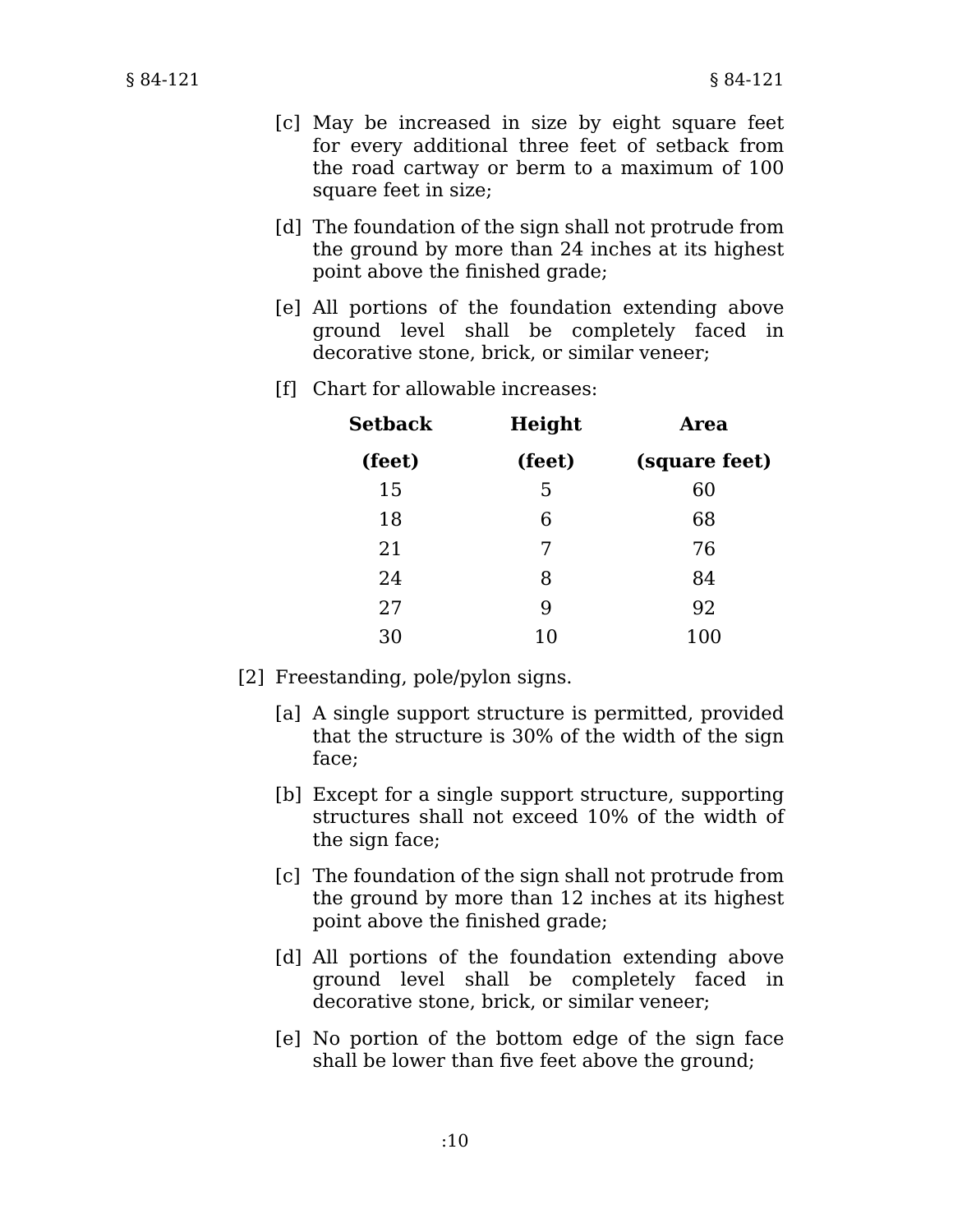[c] May be increased in size by eight square feet for every additional three feet of setback from the road cartway or berm to a maximum of 100 square feet in size;

[d] The foundation of the sign shall not protrude from the ground by more than 24 inches at its highest point above the finished grade;

[e] All portions of the foundation extending above ground level shall be completely faced in decorative stone, brick, or similar veneer;

[f] Chart for allowable increases:

| Setback (feet) | Height (feet) | Area (square feet) |
|---|---|---|
| 15 | 5 | 60 |
| 18 | 6 | 68 |
| 21 | 7 | 76 |
| 24 | 8 | 84 |
| 27 | 9 | 92 |
| 30 | 10 | 100 |

[2] Freestanding, pole/pylon signs.

[a] A single support structure is permitted, provided that the structure is 30% of the width of the sign face;

[b] Except for a single support structure, supporting structures shall not exceed 10% of the width of the sign face;

[c] The foundation of the sign shall not protrude from the ground by more than 12 inches at its highest point above the finished grade;

[d] All portions of the foundation extending above ground level shall be completely faced in decorative stone, brick, or similar veneer;

[e] No portion of the bottom edge of the sign face shall be lower than five feet above the ground;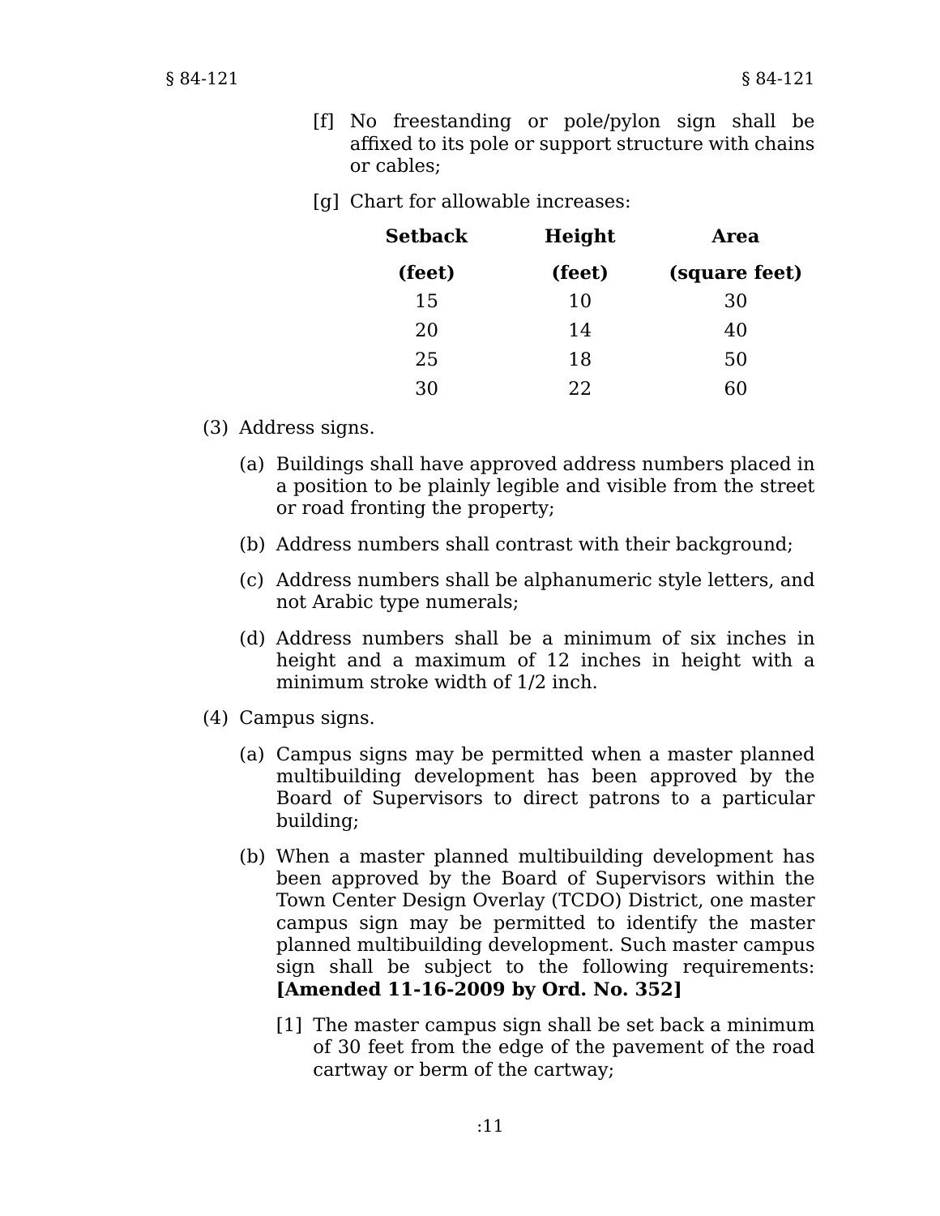[f] No freestanding or pole/pylon sign shall be affixed to its pole or support structure with chains or cables;

[g] Chart for allowable increases:

| Setback (feet) | Height (feet) | Area (square feet) |
|---|---|---|
| 15 | 10 | 30 |
| 20 | 14 | 40 |
| 25 | 18 | 50 |
| 30 | 22 | 60 |

(3) Address signs.

(a) Buildings shall have approved address numbers placed in a position to be plainly legible and visible from the street or road fronting the property;

(b) Address numbers shall contrast with their background;

(c) Address numbers shall be alphanumeric style letters, and not Arabic type numerals;

(d) Address numbers shall be a minimum of six inches in height and a maximum of 12 inches in height with a minimum stroke width of 1/2 inch.

(4) Campus signs.

(a) Campus signs may be permitted when a master planned multibuilding development has been approved by the Board of Supervisors to direct patrons to a particular building;

(b) When a master planned multibuilding development has been approved by the Board of Supervisors within the Town Center Design Overlay (TCDO) District, one master campus sign may be permitted to identify the master planned multibuilding development. Such master campus sign shall be subject to the following requirements: **[Amended 11-16-2009 by Ord. No. 352]**

[1] The master campus sign shall be set back a minimum of 30 feet from the edge of the pavement of the road cartway or berm of the cartway;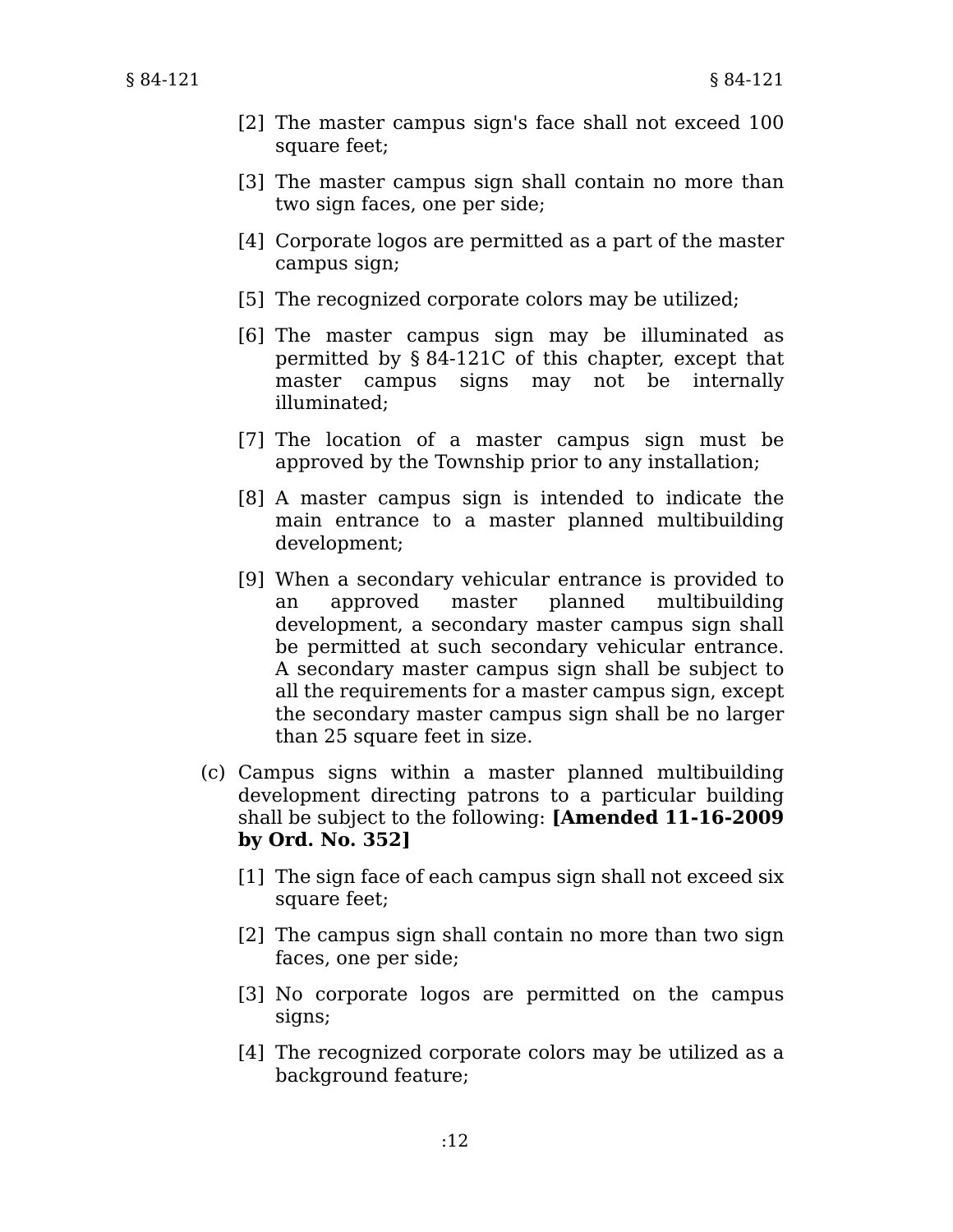[2] The master campus sign's face shall not exceed 100 square feet;

[3] The master campus sign shall contain no more than two sign faces, one per side;

[4] Corporate logos are permitted as a part of the master campus sign;

[5] The recognized corporate colors may be utilized;

[6] The master campus sign may be illuminated as permitted by § 84-121C of this chapter, except that master campus signs may not be internally illuminated;

[7] The location of a master campus sign must be approved by the Township prior to any installation;

[8] A master campus sign is intended to indicate the main entrance to a master planned multibuilding development;

[9] When a secondary vehicular entrance is provided to an approved master planned multibuilding development, a secondary master campus sign shall be permitted at such secondary vehicular entrance. A secondary master campus sign shall be subject to all the requirements for a master campus sign, except the secondary master campus sign shall be no larger than 25 square feet in size.

(c) Campus signs within a master planned multibuilding development directing patrons to a particular building shall be subject to the following: **[Amended 11-16-2009 by Ord. No. 352]**

[1] The sign face of each campus sign shall not exceed six square feet;

[2] The campus sign shall contain no more than two sign faces, one per side;

[3] No corporate logos are permitted on the campus signs;

[4] The recognized corporate colors may be utilized as a background feature;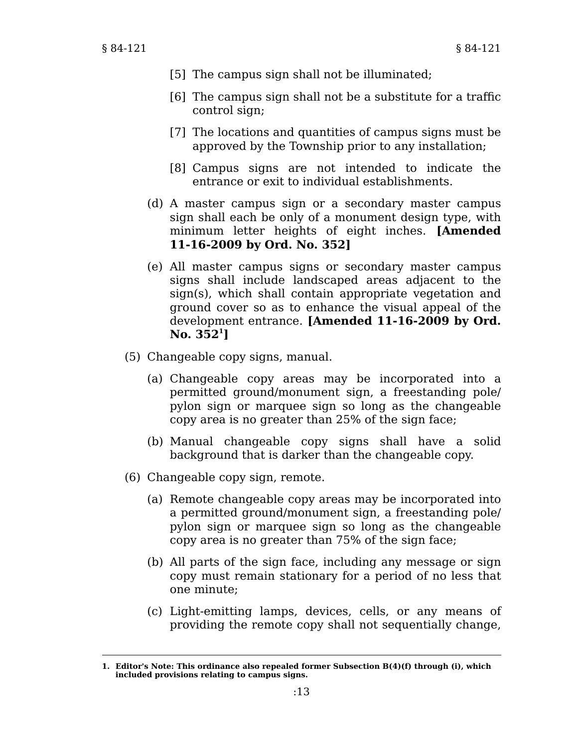[5] The campus sign shall not be illuminated;

[6] The campus sign shall not be a substitute for a traffic control sign;

[7] The locations and quantities of campus signs must be approved by the Township prior to any installation;

[8] Campus signs are not intended to indicate the entrance or exit to individual establishments.

(d) A master campus sign or a secondary master campus sign shall each be only of a monument design type, with minimum letter heights of eight inches. **[Amended 11-16-2009 by Ord. No. 352]**

(e) All master campus signs or secondary master campus signs shall include landscaped areas adjacent to the sign(s), which shall contain appropriate vegetation and ground cover so as to enhance the visual appeal of the development entrance. **[Amended 11-16-2009 by Ord. No. 352[1]]**

(5) Changeable copy signs, manual.

(a) Changeable copy areas may be incorporated into a permitted ground/monument sign, a freestanding pole/pylon sign or marquee sign so long as the changeable copy area is no greater than 25% of the sign face;

(b) Manual changeable copy signs shall have a solid background that is darker than the changeable copy.

(6) Changeable copy sign, remote.

(a) Remote changeable copy areas may be incorporated into a permitted ground/monument sign, a freestanding pole/pylon sign or marquee sign so long as the changeable copy area is no greater than 75% of the sign face;

(b) All parts of the sign face, including any message or sign copy must remain stationary for a period of no less that one minute;

(c) Light-emitting lamps, devices, cells, or any means of providing the remote copy shall not sequentially change,

---

**1. Editor's Note: This ordinance also repealed former Subsection B(4)(f) through (i), which included provisions relating to campus signs.**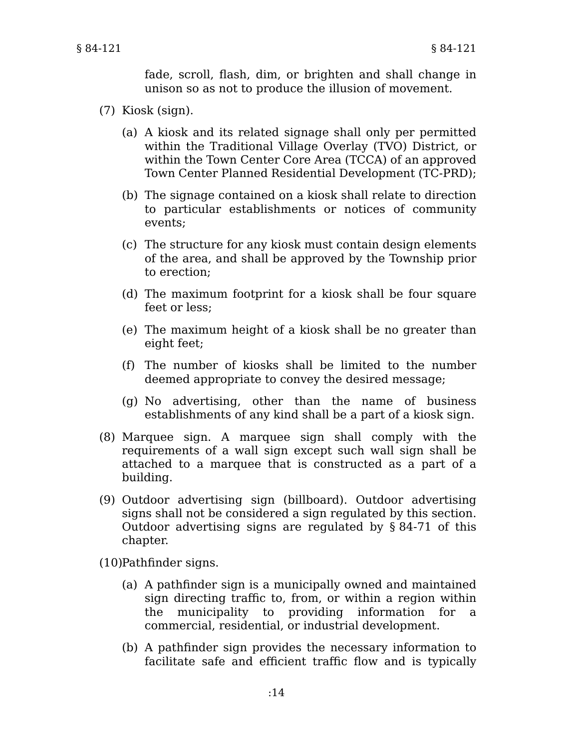fade, scroll, flash, dim, or brighten and shall change in unison so as not to produce the illusion of movement.

(7) Kiosk (sign).

(a) A kiosk and its related signage shall only per permitted within the Traditional Village Overlay (TVO) District, or within the Town Center Core Area (TCCA) of an approved Town Center Planned Residential Development (TC-PRD);

(b) The signage contained on a kiosk shall relate to direction to particular establishments or notices of community events;

(c) The structure for any kiosk must contain design elements of the area, and shall be approved by the Township prior to erection;

(d) The maximum footprint for a kiosk shall be four square feet or less;

(e) The maximum height of a kiosk shall be no greater than eight feet;

(f) The number of kiosks shall be limited to the number deemed appropriate to convey the desired message;

(g) No advertising, other than the name of business establishments of any kind shall be a part of a kiosk sign.

(8) Marquee sign. A marquee sign shall comply with the requirements of a wall sign except such wall sign shall be attached to a marquee that is constructed as a part of a building.

(9) Outdoor advertising sign (billboard). Outdoor advertising signs shall not be considered a sign regulated by this section. Outdoor advertising signs are regulated by § 84-71 of this chapter.

(10) Pathfinder signs.

(a) A pathfinder sign is a municipally owned and maintained sign directing traffic to, from, or within a region within the municipality to providing information for a commercial, residential, or industrial development.

(b) A pathfinder sign provides the necessary information to facilitate safe and efficient traffic flow and is typically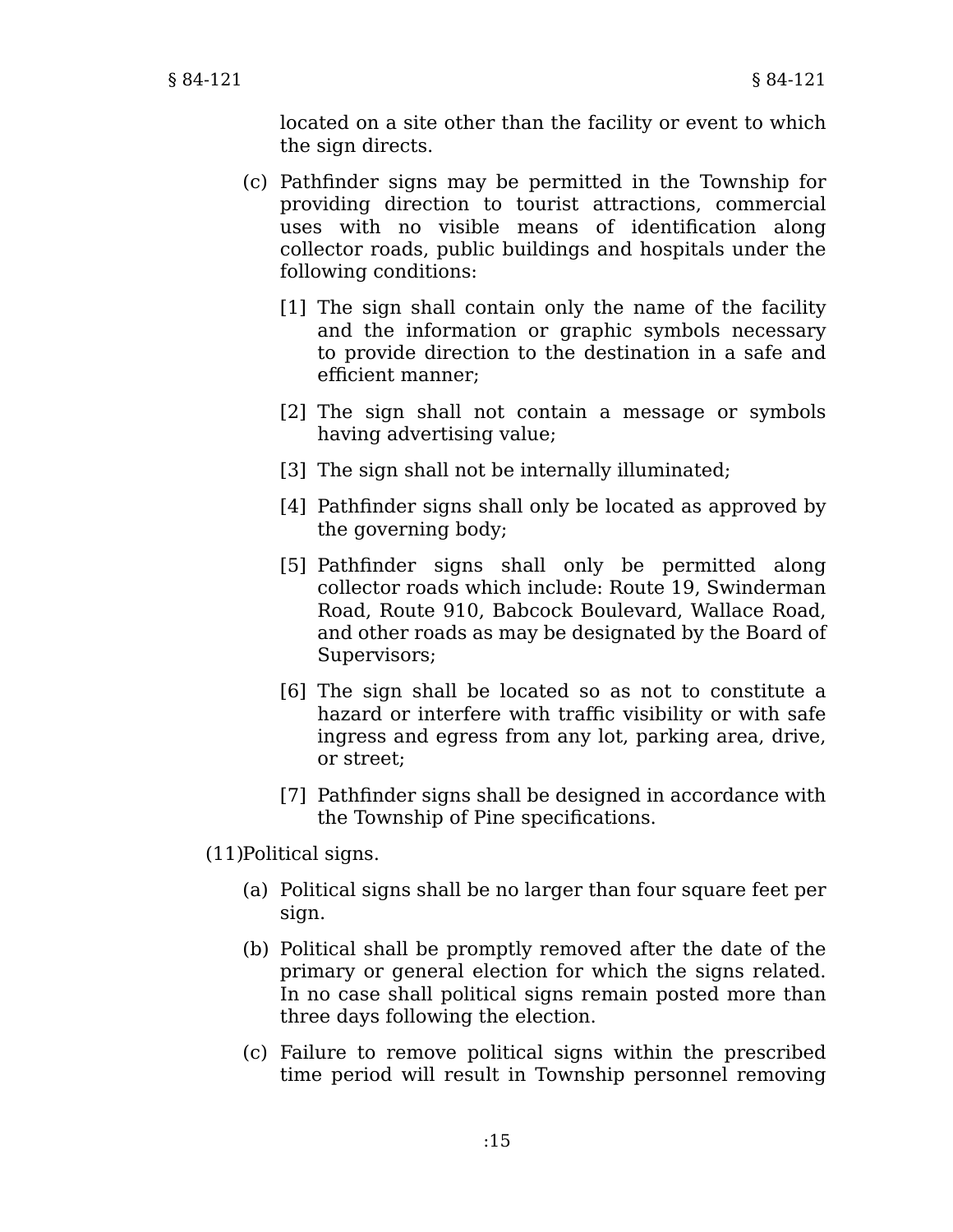located on a site other than the facility or event to which the sign directs.

(c) Pathfinder signs may be permitted in the Township for providing direction to tourist attractions, commercial uses with no visible means of identification along collector roads, public buildings and hospitals under the following conditions:

[1] The sign shall contain only the name of the facility and the information or graphic symbols necessary to provide direction to the destination in a safe and efficient manner;

[2] The sign shall not contain a message or symbols having advertising value;

[3] The sign shall not be internally illuminated;

[4] Pathfinder signs shall only be located as approved by the governing body;

[5] Pathfinder signs shall only be permitted along collector roads which include: Route 19, Swinderman Road, Route 910, Babcock Boulevard, Wallace Road, and other roads as may be designated by the Board of Supervisors;

[6] The sign shall be located so as not to constitute a hazard or interfere with traffic visibility or with safe ingress and egress from any lot, parking area, drive, or street;

[7] Pathfinder signs shall be designed in accordance with the Township of Pine specifications.

(11) Political signs.

(a) Political signs shall be no larger than four square feet per sign.

(b) Political shall be promptly removed after the date of the primary or general election for which the signs related. In no case shall political signs remain posted more than three days following the election.

(c) Failure to remove political signs within the prescribed time period will result in Township personnel removing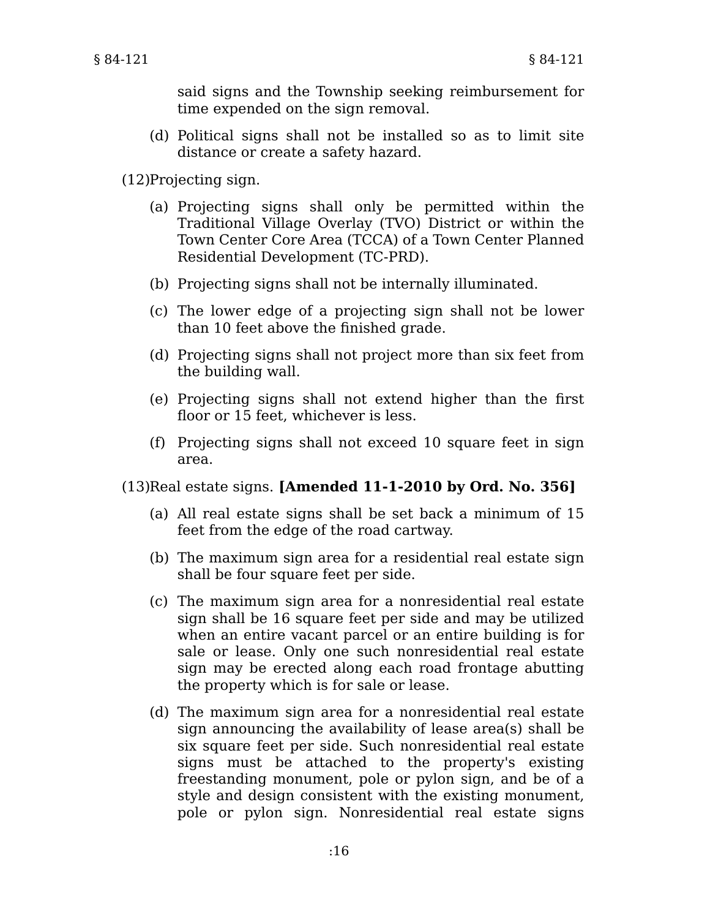said signs and the Township seeking reimbursement for time expended on the sign removal.

(d) Political signs shall not be installed so as to limit site distance or create a safety hazard.

(12) Projecting sign.

(a) Projecting signs shall only be permitted within the Traditional Village Overlay (TVO) District or within the Town Center Core Area (TCCA) of a Town Center Planned Residential Development (TC-PRD).

(b) Projecting signs shall not be internally illuminated.

(c) The lower edge of a projecting sign shall not be lower than 10 feet above the finished grade.

(d) Projecting signs shall not project more than six feet from the building wall.

(e) Projecting signs shall not extend higher than the first floor or 15 feet, whichever is less.

(f) Projecting signs shall not exceed 10 square feet in sign area.

(13) Real estate signs. **[Amended 11-1-2010 by Ord. No. 356]**

(a) All real estate signs shall be set back a minimum of 15 feet from the edge of the road cartway.

(b) The maximum sign area for a residential real estate sign shall be four square feet per side.

(c) The maximum sign area for a nonresidential real estate sign shall be 16 square feet per side and may be utilized when an entire vacant parcel or an entire building is for sale or lease. Only one such nonresidential real estate sign may be erected along each road frontage abutting the property which is for sale or lease.

(d) The maximum sign area for a nonresidential real estate sign announcing the availability of lease area(s) shall be six square feet per side. Such nonresidential real estate signs must be attached to the property's existing freestanding monument, pole or pylon sign, and be of a style and design consistent with the existing monument, pole or pylon sign. Nonresidential real estate signs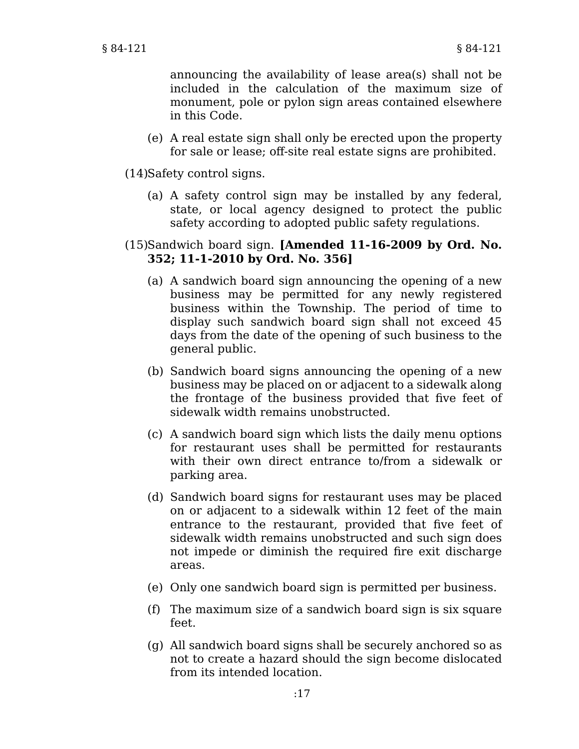announcing the availability of lease area(s) shall not be included in the calculation of the maximum size of monument, pole or pylon sign areas contained elsewhere in this Code.

(e) A real estate sign shall only be erected upon the property for sale or lease; off-site real estate signs are prohibited.

(14) Safety control signs.

(a) A safety control sign may be installed by any federal, state, or local agency designed to protect the public safety according to adopted public safety regulations.

(15) Sandwich board sign. **[Amended 11-16-2009 by Ord. No. 352; 11-1-2010 by Ord. No. 356]**

(a) A sandwich board sign announcing the opening of a new business may be permitted for any newly registered business within the Township. The period of time to display such sandwich board sign shall not exceed 45 days from the date of the opening of such business to the general public.

(b) Sandwich board signs announcing the opening of a new business may be placed on or adjacent to a sidewalk along the frontage of the business provided that five feet of sidewalk width remains unobstructed.

(c) A sandwich board sign which lists the daily menu options for restaurant uses shall be permitted for restaurants with their own direct entrance to/from a sidewalk or parking area.

(d) Sandwich board signs for restaurant uses may be placed on or adjacent to a sidewalk within 12 feet of the main entrance to the restaurant, provided that five feet of sidewalk width remains unobstructed and such sign does not impede or diminish the required fire exit discharge areas.

(e) Only one sandwich board sign is permitted per business.

(f) The maximum size of a sandwich board sign is six square feet.

(g) All sandwich board signs shall be securely anchored so as not to create a hazard should the sign become dislocated from its intended location.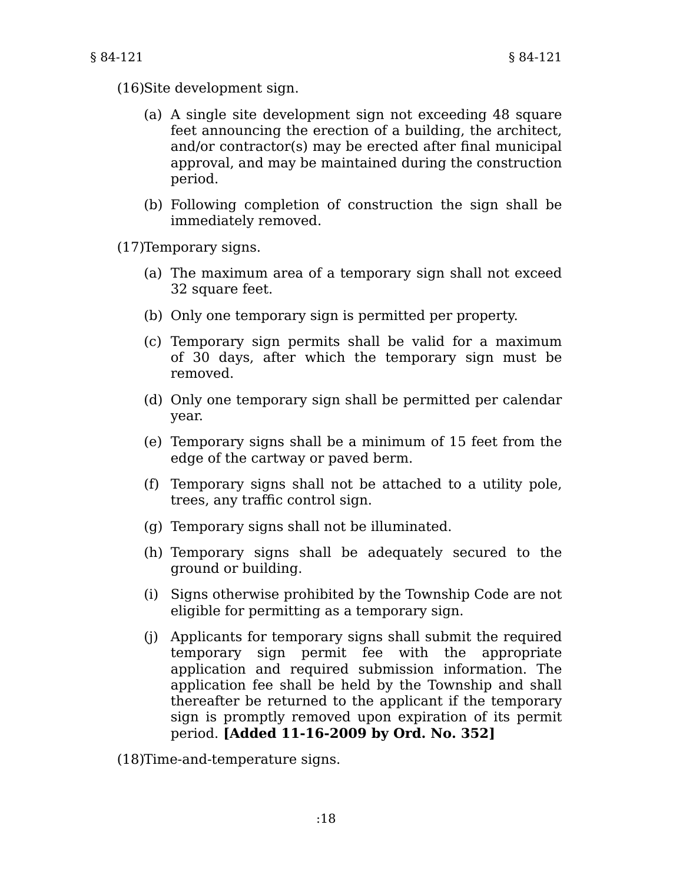(16)Site development sign.

(a) A single site development sign not exceeding 48 square feet announcing the erection of a building, the architect, and/or contractor(s) may be erected after final municipal approval, and may be maintained during the construction period.

(b) Following completion of construction the sign shall be immediately removed.

(17)Temporary signs.

(a) The maximum area of a temporary sign shall not exceed 32 square feet.

(b) Only one temporary sign is permitted per property.

(c) Temporary sign permits shall be valid for a maximum of 30 days, after which the temporary sign must be removed.

(d) Only one temporary sign shall be permitted per calendar year.

(e) Temporary signs shall be a minimum of 15 feet from the edge of the cartway or paved berm.

(f) Temporary signs shall not be attached to a utility pole, trees, any traffic control sign.

(g) Temporary signs shall not be illuminated.

(h) Temporary signs shall be adequately secured to the ground or building.

(i) Signs otherwise prohibited by the Township Code are not eligible for permitting as a temporary sign.

(j) Applicants for temporary signs shall submit the required temporary sign permit fee with the appropriate application and required submission information. The application fee shall be held by the Township and shall thereafter be returned to the applicant if the temporary sign is promptly removed upon expiration of its permit period. **[Added 11-16-2009 by Ord. No. 352]**

(18)Time-and-temperature signs.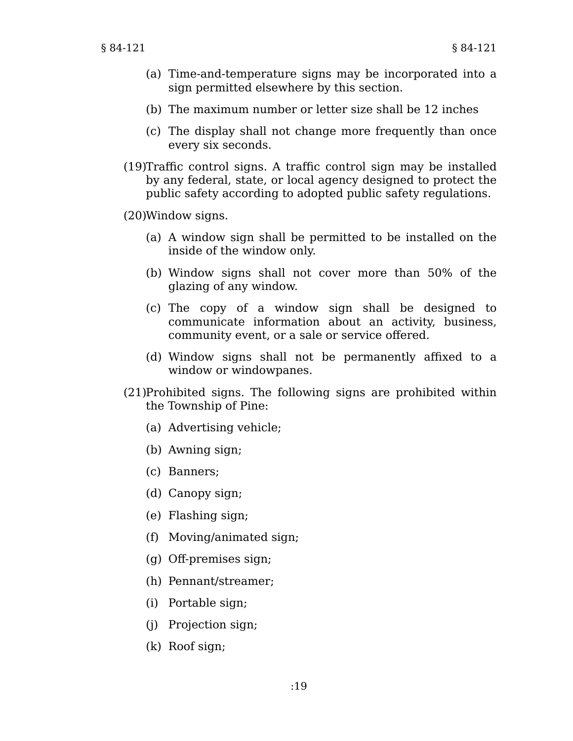(a) Time-and-temperature signs may be incorporated into a sign permitted elsewhere by this section.

(b) The maximum number or letter size shall be 12 inches

(c) The display shall not change more frequently than once every six seconds.

(19) Traffic control signs. A traffic control sign may be installed by any federal, state, or local agency designed to protect the public safety according to adopted public safety regulations.

(20) Window signs.

(a) A window sign shall be permitted to be installed on the inside of the window only.

(b) Window signs shall not cover more than 50% of the glazing of any window.

(c) The copy of a window sign shall be designed to communicate information about an activity, business, community event, or a sale or service offered.

(d) Window signs shall not be permanently affixed to a window or windowpanes.

(21) Prohibited signs. The following signs are prohibited within the Township of Pine:

(a) Advertising vehicle;

(b) Awning sign;

(c) Banners;

(d) Canopy sign;

(e) Flashing sign;

(f) Moving/animated sign;

(g) Off-premises sign;

(h) Pennant/streamer;

(i) Portable sign;

(j) Projection sign;

(k) Roof sign;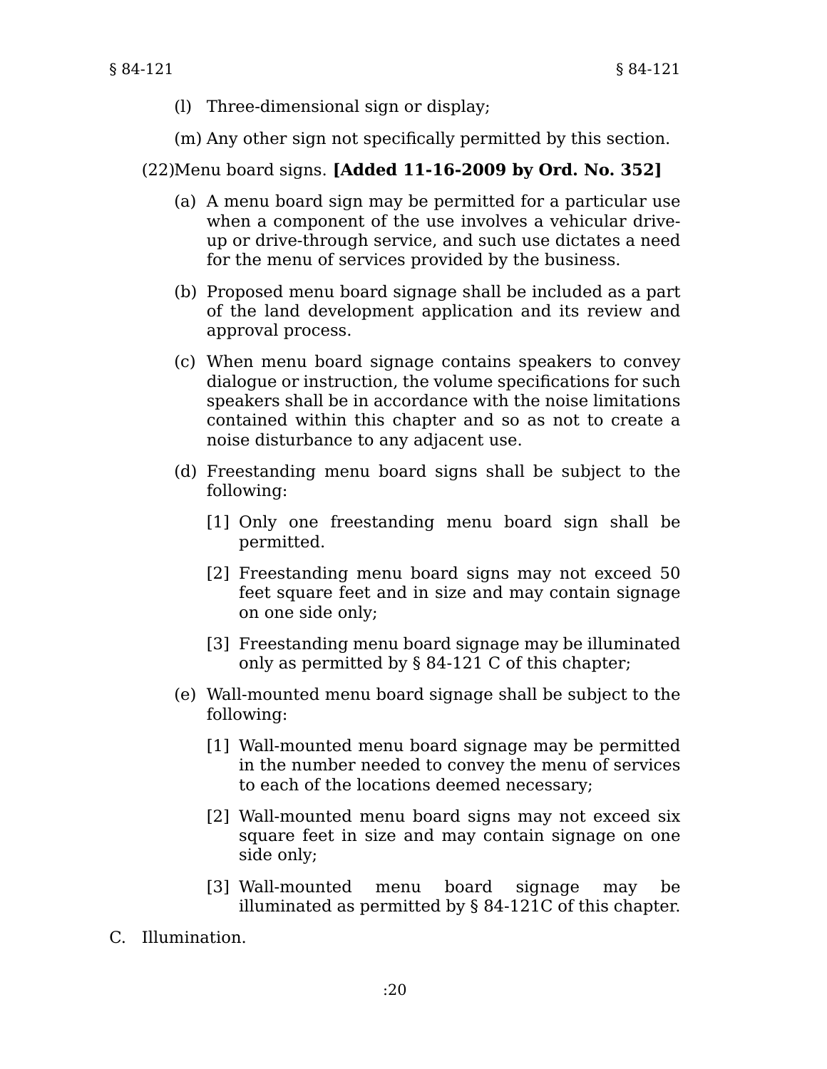(l) Three-dimensional sign or display;

(m) Any other sign not specifically permitted by this section.

(22) Menu board signs. **[Added 11-16-2009 by Ord. No. 352]**

(a) A menu board sign may be permitted for a particular use when a component of the use involves a vehicular drive-up or drive-through service, and such use dictates a need for the menu of services provided by the business.

(b) Proposed menu board signage shall be included as a part of the land development application and its review and approval process.

(c) When menu board signage contains speakers to convey dialogue or instruction, the volume specifications for such speakers shall be in accordance with the noise limitations contained within this chapter and so as not to create a noise disturbance to any adjacent use.

(d) Freestanding menu board signs shall be subject to the following:

[1] Only one freestanding menu board sign shall be permitted.

[2] Freestanding menu board signs may not exceed 50 feet square feet and in size and may contain signage on one side only;

[3] Freestanding menu board signage may be illuminated only as permitted by § 84-121 C of this chapter;

(e) Wall-mounted menu board signage shall be subject to the following:

[1] Wall-mounted menu board signage may be permitted in the number needed to convey the menu of services to each of the locations deemed necessary;

[2] Wall-mounted menu board signs may not exceed six square feet in size and may contain signage on one side only;

[3] Wall-mounted menu board signage may be illuminated as permitted by § 84-121C of this chapter.

C. Illumination.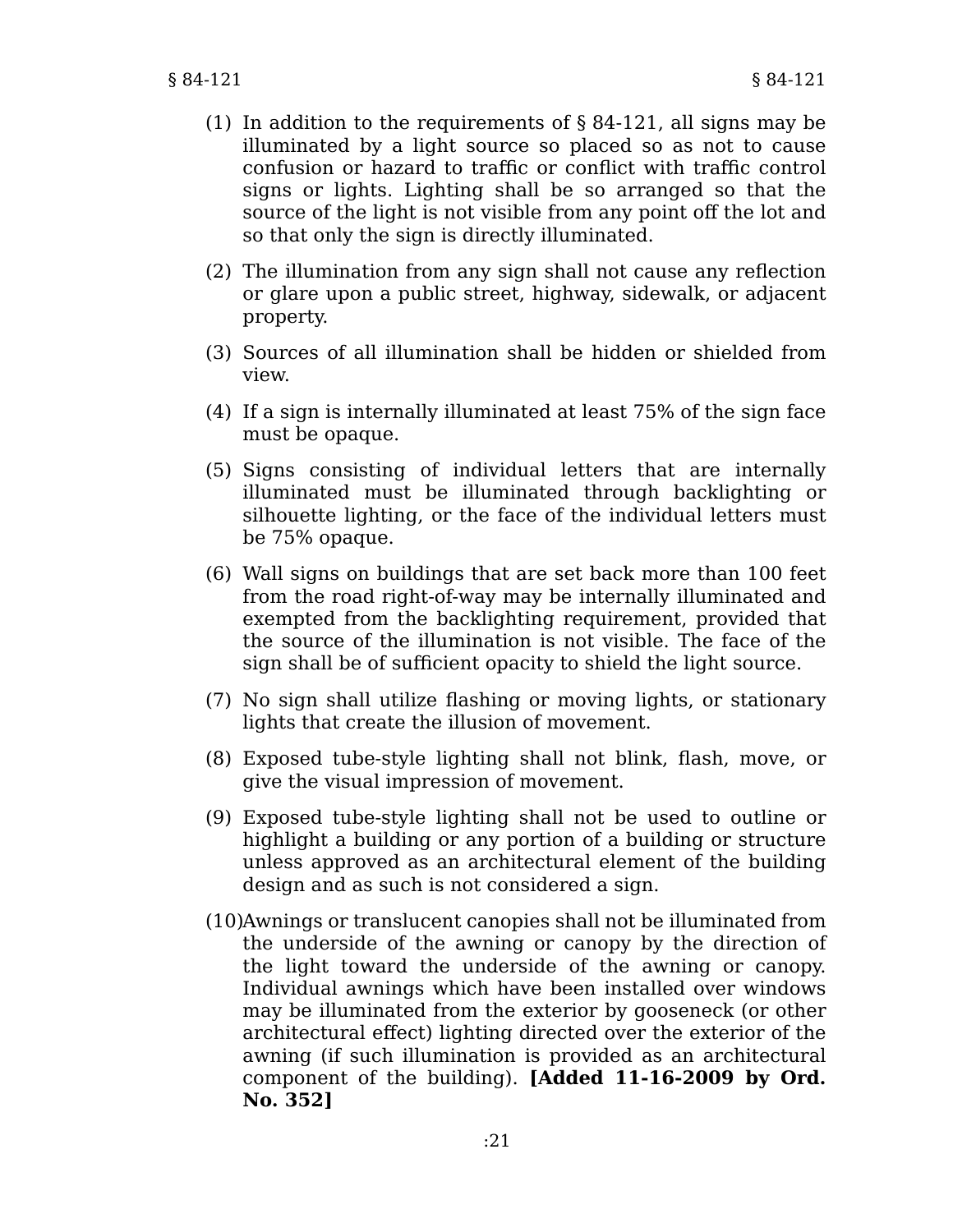(1) In addition to the requirements of § 84-121, all signs may be illuminated by a light source so placed so as not to cause confusion or hazard to traffic or conflict with traffic control signs or lights. Lighting shall be so arranged so that the source of the light is not visible from any point off the lot and so that only the sign is directly illuminated.

(2) The illumination from any sign shall not cause any reflection or glare upon a public street, highway, sidewalk, or adjacent property.

(3) Sources of all illumination shall be hidden or shielded from view.

(4) If a sign is internally illuminated at least 75% of the sign face must be opaque.

(5) Signs consisting of individual letters that are internally illuminated must be illuminated through backlighting or silhouette lighting, or the face of the individual letters must be 75% opaque.

(6) Wall signs on buildings that are set back more than 100 feet from the road right-of-way may be internally illuminated and exempted from the backlighting requirement, provided that the source of the illumination is not visible. The face of the sign shall be of sufficient opacity to shield the light source.

(7) No sign shall utilize flashing or moving lights, or stationary lights that create the illusion of movement.

(8) Exposed tube-style lighting shall not blink, flash, move, or give the visual impression of movement.

(9) Exposed tube-style lighting shall not be used to outline or highlight a building or any portion of a building or structure unless approved as an architectural element of the building design and as such is not considered a sign.

(10) Awnings or translucent canopies shall not be illuminated from the underside of the awning or canopy by the direction of the light toward the underside of the awning or canopy. Individual awnings which have been installed over windows may be illuminated from the exterior by gooseneck (or other architectural effect) lighting directed over the exterior of the awning (if such illumination is provided as an architectural component of the building). **[Added 11-16-2009 by Ord. No. 352]**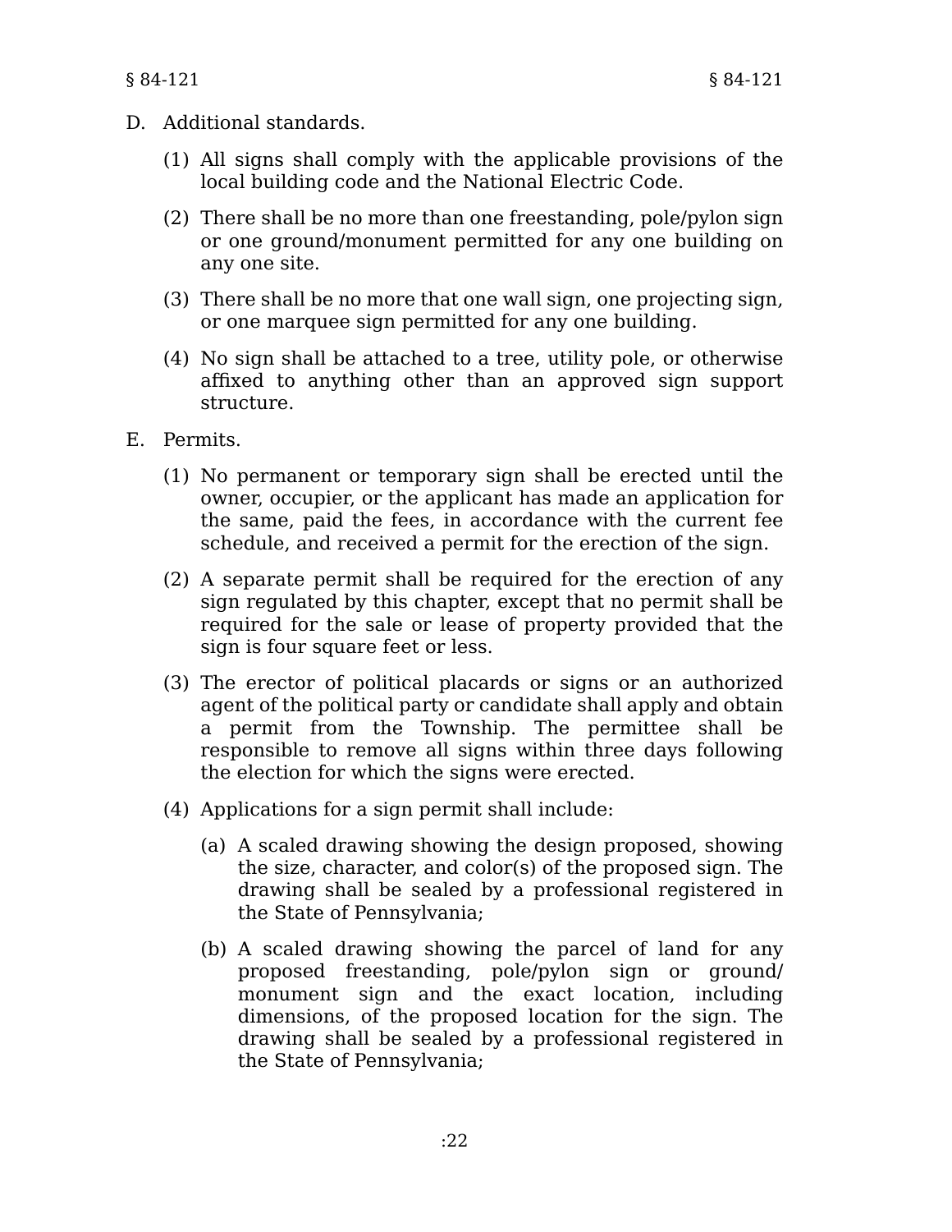D. Additional standards.

(1) All signs shall comply with the applicable provisions of the local building code and the National Electric Code.

(2) There shall be no more than one freestanding, pole/pylon sign or one ground/monument permitted for any one building on any one site.

(3) There shall be no more that one wall sign, one projecting sign, or one marquee sign permitted for any one building.

(4) No sign shall be attached to a tree, utility pole, or otherwise affixed to anything other than an approved sign support structure.

E. Permits.

(1) No permanent or temporary sign shall be erected until the owner, occupier, or the applicant has made an application for the same, paid the fees, in accordance with the current fee schedule, and received a permit for the erection of the sign.

(2) A separate permit shall be required for the erection of any sign regulated by this chapter, except that no permit shall be required for the sale or lease of property provided that the sign is four square feet or less.

(3) The erector of political placards or signs or an authorized agent of the political party or candidate shall apply and obtain a permit from the Township. The permittee shall be responsible to remove all signs within three days following the election for which the signs were erected.

(4) Applications for a sign permit shall include:

(a) A scaled drawing showing the design proposed, showing the size, character, and color(s) of the proposed sign. The drawing shall be sealed by a professional registered in the State of Pennsylvania;

(b) A scaled drawing showing the parcel of land for any proposed freestanding, pole/pylon sign or ground/ monument sign and the exact location, including dimensions, of the proposed location for the sign. The drawing shall be sealed by a professional registered in the State of Pennsylvania;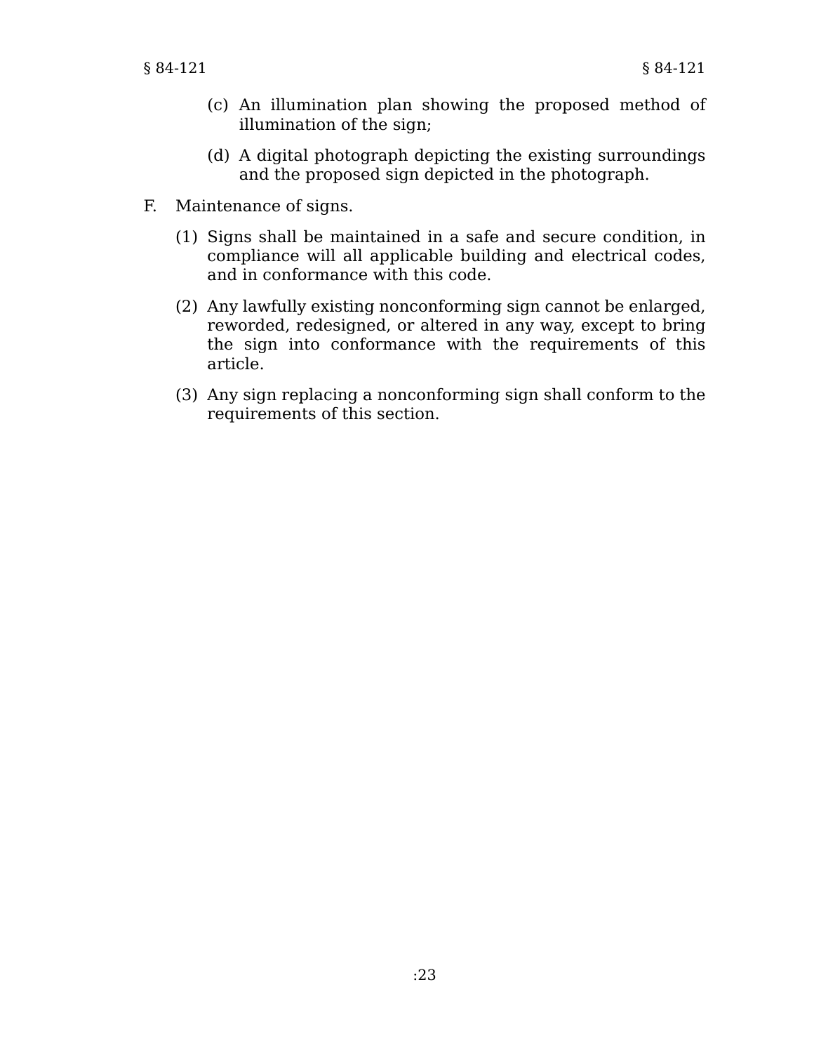(c) An illumination plan showing the proposed method of illumination of the sign;

(d) A digital photograph depicting the existing surroundings and the proposed sign depicted in the photograph.

F. Maintenance of signs.

(1) Signs shall be maintained in a safe and secure condition, in compliance will all applicable building and electrical codes, and in conformance with this code.

(2) Any lawfully existing nonconforming sign cannot be enlarged, reworded, redesigned, or altered in any way, except to bring the sign into conformance with the requirements of this article.

(3) Any sign replacing a nonconforming sign shall conform to the requirements of this section.